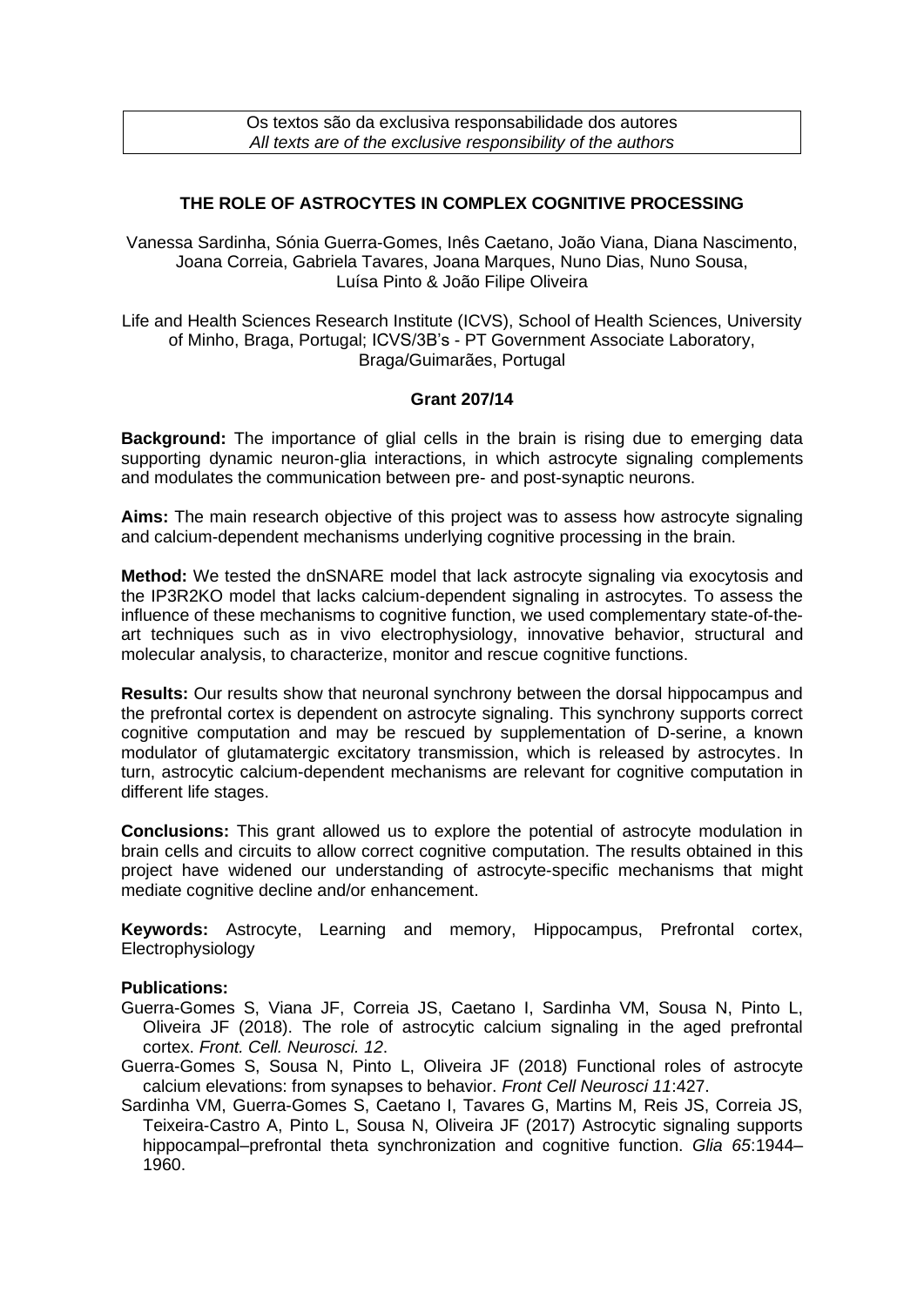Os textos são da exclusiva responsabilidade dos autores
*All texts are of the exclusive responsibility of the authors*

# THE ROLE OF ASTROCYTES IN COMPLEX COGNITIVE PROCESSING

Vanessa Sardinha, Sónia Guerra-Gomes, Inês Caetano, João Viana, Diana Nascimento, Joana Correia, Gabriela Tavares, Joana Marques, Nuno Dias, Nuno Sousa, Luísa Pinto & João Filipe Oliveira

Life and Health Sciences Research Institute (ICVS), School of Health Sciences, University of Minho, Braga, Portugal; ICVS/3B's - PT Government Associate Laboratory, Braga/Guimarães, Portugal

**Grant 207/14**

**Background:** The importance of glial cells in the brain is rising due to emerging data supporting dynamic neuron-glia interactions, in which astrocyte signaling complements and modulates the communication between pre- and post-synaptic neurons.

**Aims:** The main research objective of this project was to assess how astrocyte signaling and calcium-dependent mechanisms underlying cognitive processing in the brain.

**Method:** We tested the dnSNARE model that lack astrocyte signaling via exocytosis and the IP3R2KO model that lacks calcium-dependent signaling in astrocytes. To assess the influence of these mechanisms to cognitive function, we used complementary state-of-the-art techniques such as in vivo electrophysiology, innovative behavior, structural and molecular analysis, to characterize, monitor and rescue cognitive functions.

**Results:** Our results show that neuronal synchrony between the dorsal hippocampus and the prefrontal cortex is dependent on astrocyte signaling. This synchrony supports correct cognitive computation and may be rescued by supplementation of D-serine, a known modulator of glutamatergic excitatory transmission, which is released by astrocytes. In turn, astrocytic calcium-dependent mechanisms are relevant for cognitive computation in different life stages.

**Conclusions:** This grant allowed us to explore the potential of astrocyte modulation in brain cells and circuits to allow correct cognitive computation. The results obtained in this project have widened our understanding of astrocyte-specific mechanisms that might mediate cognitive decline and/or enhancement.

**Keywords:** Astrocyte, Learning and memory, Hippocampus, Prefrontal cortex, Electrophysiology

**Publications:**

Guerra-Gomes S, Viana JF, Correia JS, Caetano I, Sardinha VM, Sousa N, Pinto L, Oliveira JF (2018). The role of astrocytic calcium signaling in the aged prefrontal cortex. *Front. Cell. Neurosci. 12*.

Guerra-Gomes S, Sousa N, Pinto L, Oliveira JF (2018) Functional roles of astrocyte calcium elevations: from synapses to behavior. *Front Cell Neurosci 11*:427.

Sardinha VM, Guerra-Gomes S, Caetano I, Tavares G, Martins M, Reis JS, Correia JS, Teixeira-Castro A, Pinto L, Sousa N, Oliveira JF (2017) Astrocytic signaling supports hippocampal–prefrontal theta synchronization and cognitive function. *Glia 65*:1944–1960.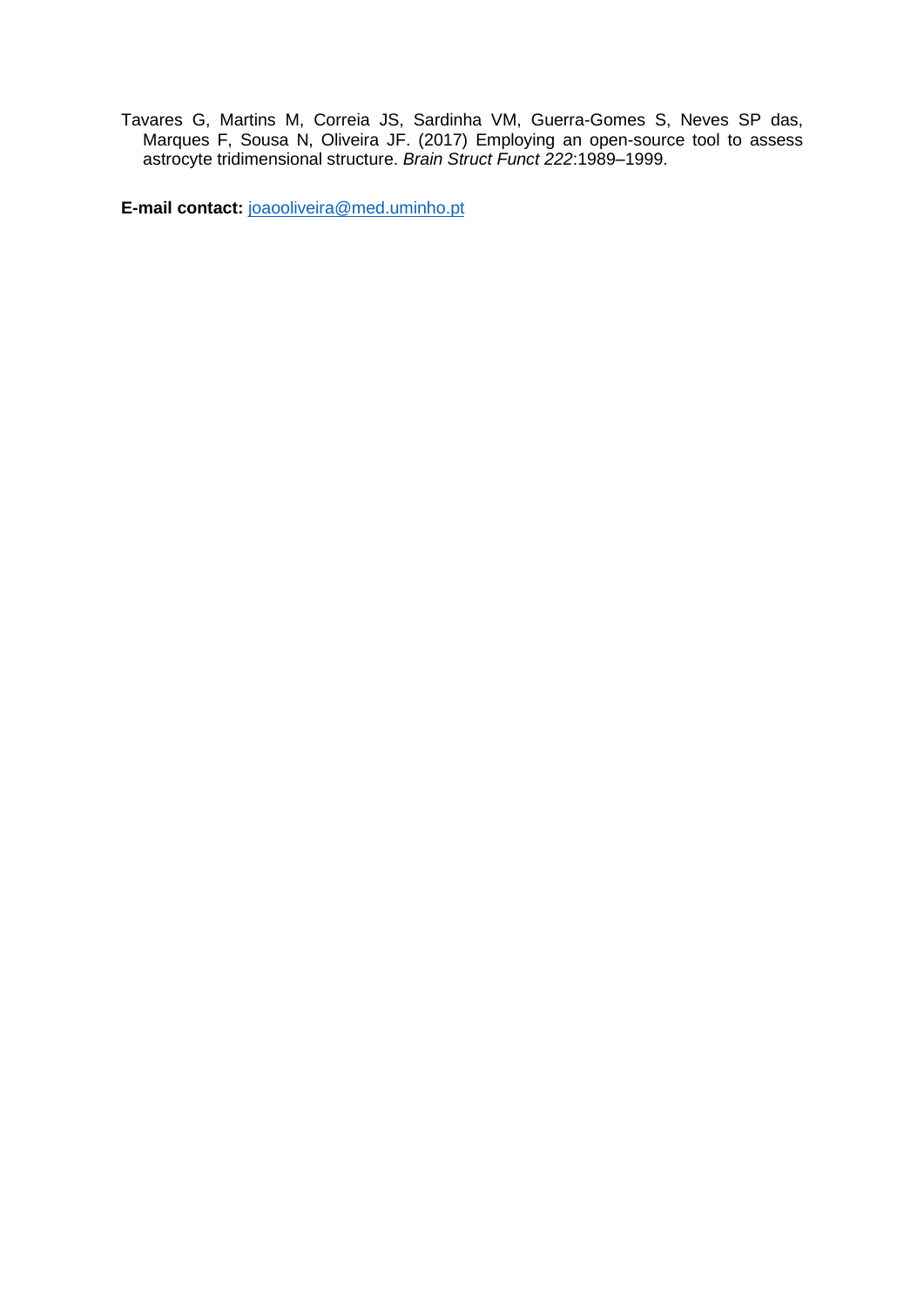Tavares G, Martins M, Correia JS, Sardinha VM, Guerra-Gomes S, Neves SP das, Marques F, Sousa N, Oliveira JF. (2017) Employing an open-source tool to assess astrocyte tridimensional structure. *Brain Struct Funct 222*:1989–1999.

**E-mail contact:** joaooliveira@med.uminho.pt